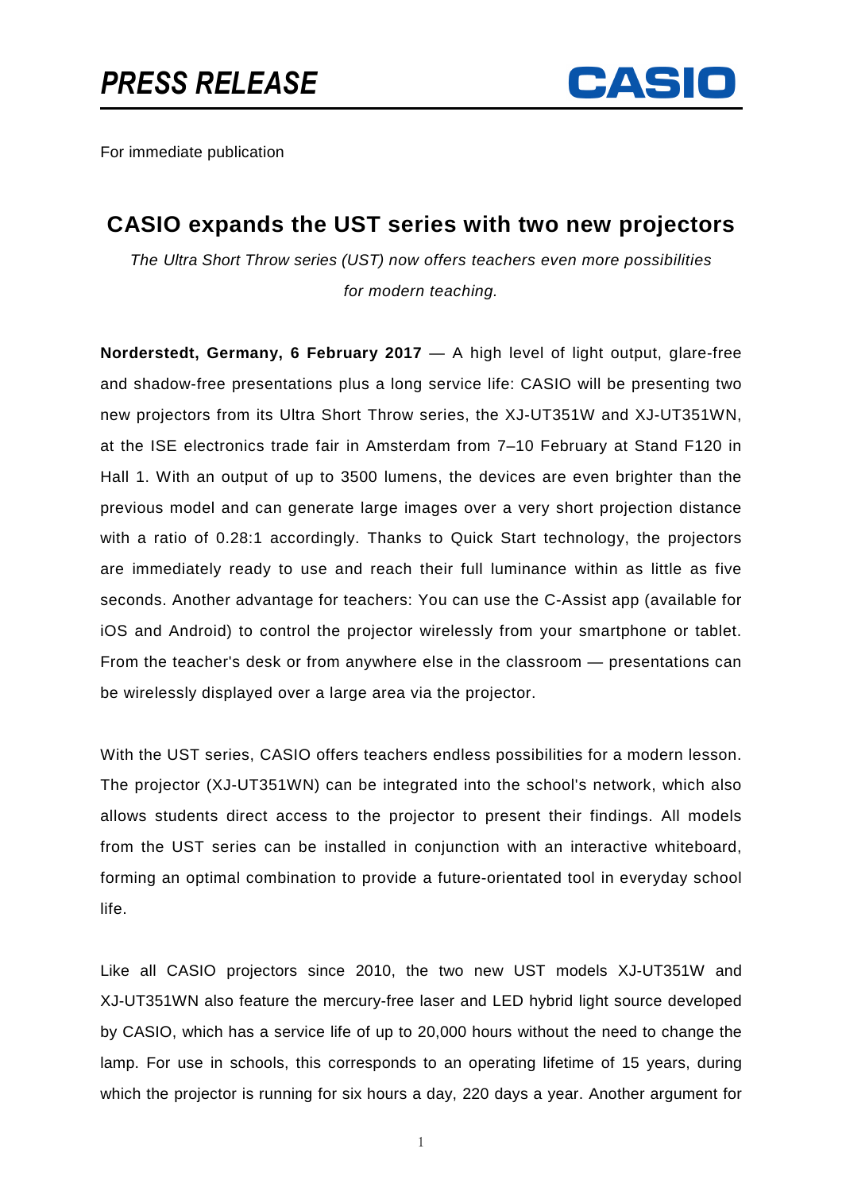**PRESS RELEASE** CASIO

For immediate publication

## CASIO expands the UST series with two new projectors

*The Ultra Short Throw series (UST) now offers teachers even more possibilities for modern teaching.*

**Norderstedt, Germany, 6 February 2017** — A high level of light output, glare-free and shadow-free presentations plus a long service life: CASIO will be presenting two new projectors from its Ultra Short Throw series, the XJ-UT351W and XJ-UT351WN, at the ISE electronics trade fair in Amsterdam from 7–10 February at Stand F120 in Hall 1. With an output of up to 3500 lumens, the devices are even brighter than the previous model and can generate large images over a very short projection distance with a ratio of 0.28:1 accordingly. Thanks to Quick Start technology, the projectors are immediately ready to use and reach their full luminance within as little as five seconds. Another advantage for teachers: You can use the C-Assist app (available for iOS and Android) to control the projector wirelessly from your smartphone or tablet. From the teacher's desk or from anywhere else in the classroom — presentations can be wirelessly displayed over a large area via the projector.

With the UST series, CASIO offers teachers endless possibilities for a modern lesson. The projector (XJ-UT351WN) can be integrated into the school's network, which also allows students direct access to the projector to present their findings. All models from the UST series can be installed in conjunction with an interactive whiteboard, forming an optimal combination to provide a future-orientated tool in everyday school life.

Like all CASIO projectors since 2010, the two new UST models XJ-UT351W and XJ-UT351WN also feature the mercury-free laser and LED hybrid light source developed by CASIO, which has a service life of up to 20,000 hours without the need to change the lamp. For use in schools, this corresponds to an operating lifetime of 15 years, during which the projector is running for six hours a day, 220 days a year. Another argument for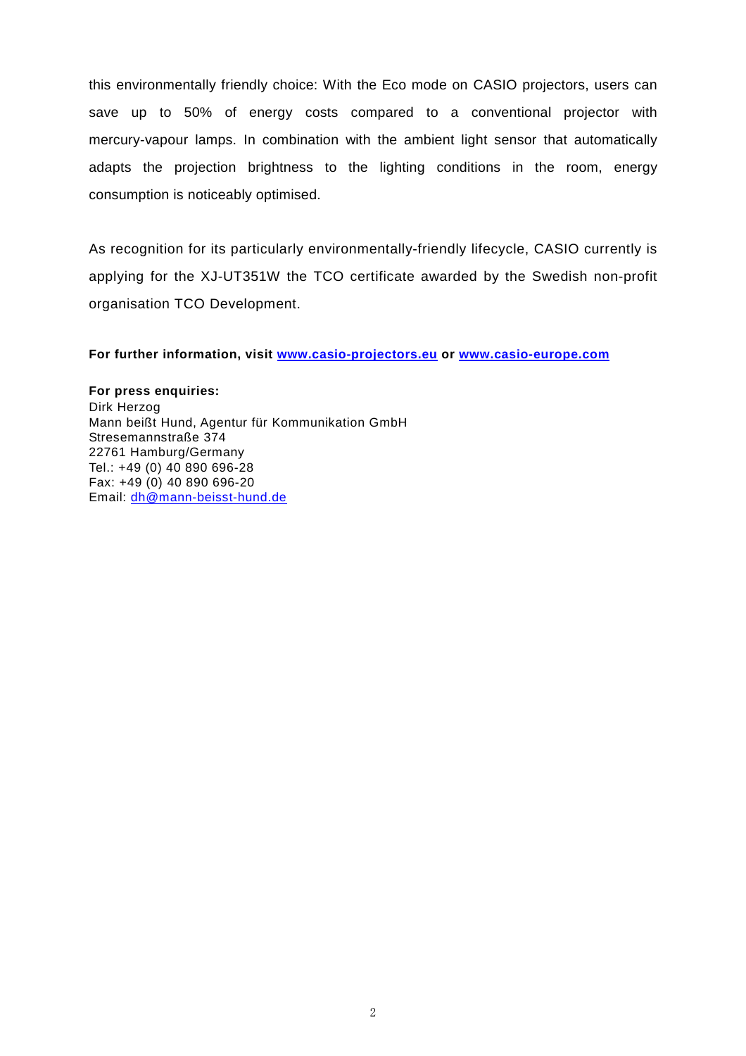this environmentally friendly choice: With the Eco mode on CASIO projectors, users can save up to 50% of energy costs compared to a conventional projector with mercury-vapour lamps. In combination with the ambient light sensor that automatically adapts the projection brightness to the lighting conditions in the room, energy consumption is noticeably optimised.

As recognition for its particularly environmentally-friendly lifecycle, CASIO currently is applying for the XJ-UT351W the TCO certificate awarded by the Swedish non-profit organisation TCO Development.

**For further information, visit www.casio-projectors.eu or www.casio-europe.com**

**For press enquiries:**
Dirk Herzog
Mann beißt Hund, Agentur für Kommunikation GmbH
Stresemannstraße 374
22761 Hamburg/Germany
Tel.: +49 (0) 40 890 696-28
Fax: +49 (0) 40 890 696-20
Email: dh@mann-beisst-hund.de